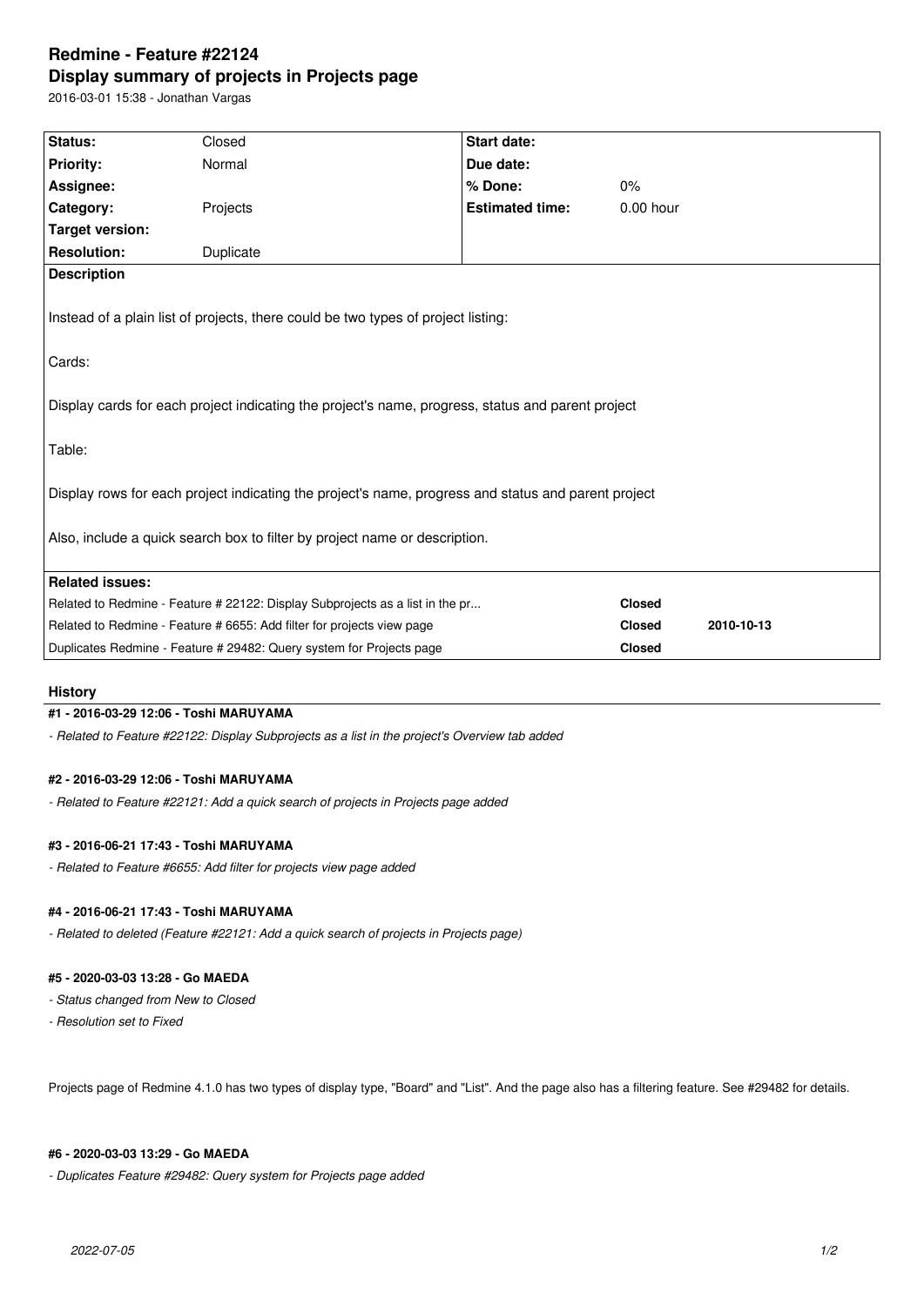# Redmine - Feature #22124

## Display summary of projects in Projects page

2016-03-01 15:38 - Jonathan Vargas

| **Status:** | Closed | **Start date:** | |
|---|---|---|---|
| **Priority:** | Normal | **Due date:** | |
| **Assignee:** | | **% Done:** | 0% |
| **Category:** | Projects | **Estimated time:** | 0.00 hour |
| **Target version:** | | | |
| **Resolution:** | Duplicate | | |

**Description**

Instead of a plain list of projects, there could be two types of project listing:

Cards:

Display cards for each project indicating the project's name, progress, status and parent project

Table:

Display rows for each project indicating the project's name, progress and status and parent project

Also, include a quick search box to filter by project name or description.

**Related issues:**

| | | |
|---|---|---|
| Related to Redmine - Feature # 22122: Display Subprojects as a list in the pr... | **Closed** | |
| Related to Redmine - Feature # 6655: Add filter for projects view page | **Closed** | **2010-10-13** |
| Duplicates Redmine - Feature # 29482: Query system for Projects page | **Closed** | |

### History

#### #1 - 2016-03-29 12:06 - Toshi MARUYAMA

*- Related to Feature #22122: Display Subprojects as a list in the project's Overview tab added*

#### #2 - 2016-03-29 12:06 - Toshi MARUYAMA

*- Related to Feature #22121: Add a quick search of projects in Projects page added*

#### #3 - 2016-06-21 17:43 - Toshi MARUYAMA

*- Related to Feature #6655: Add filter for projects view page added*

#### #4 - 2016-06-21 17:43 - Toshi MARUYAMA

*- Related to deleted (Feature #22121: Add a quick search of projects in Projects page)*

#### #5 - 2020-03-03 13:28 - Go MAEDA

*- Status changed from New to Closed*

*- Resolution set to Fixed*

Projects page of Redmine 4.1.0 has two types of display type, "Board" and "List". And the page also has a filtering feature. See #29482 for details.

#### #6 - 2020-03-03 13:29 - Go MAEDA

*- Duplicates Feature #29482: Query system for Projects page added*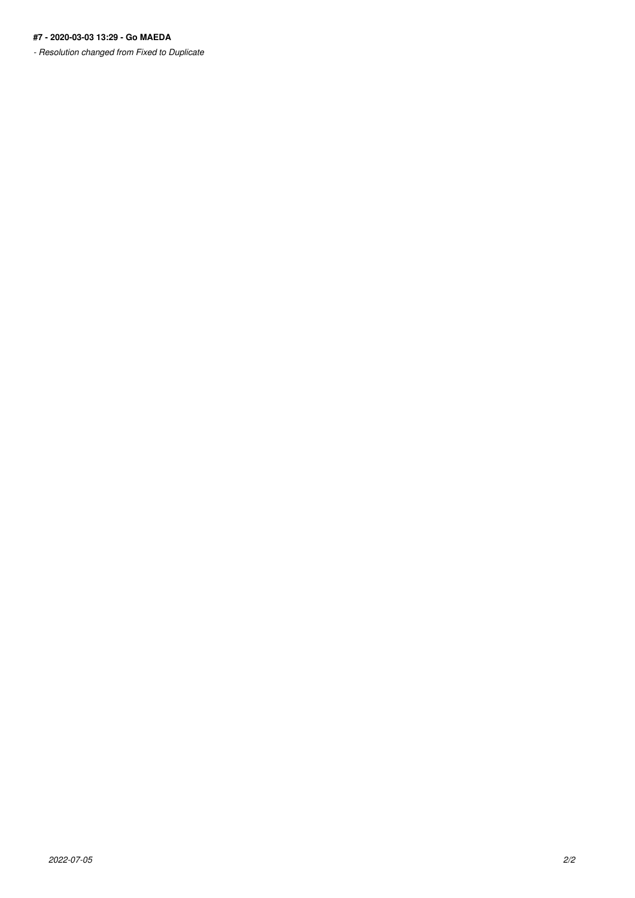**#7 - 2020-03-03 13:29 - Go MAEDA**

*- Resolution changed from Fixed to Duplicate*